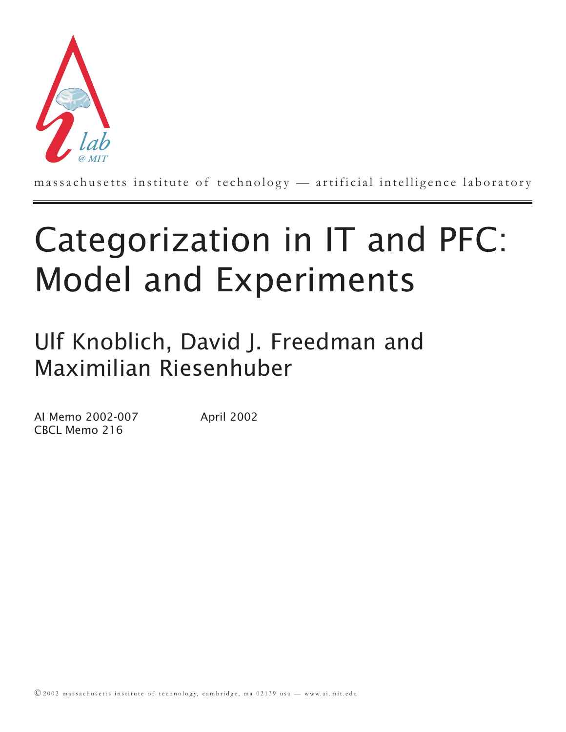massachusetts institute of technology — artificial intelligence laboratory

# Categorization in IT and PFC: Model and Experiments

## Ulf Knoblich, David J. Freedman and Maximilian Riesenhuber

AI Memo 2002-007
CBCL Memo 216

April 2002

© 2002 massachusetts institute of technology, cambridge, ma 02139 usa — www.ai.mit.edu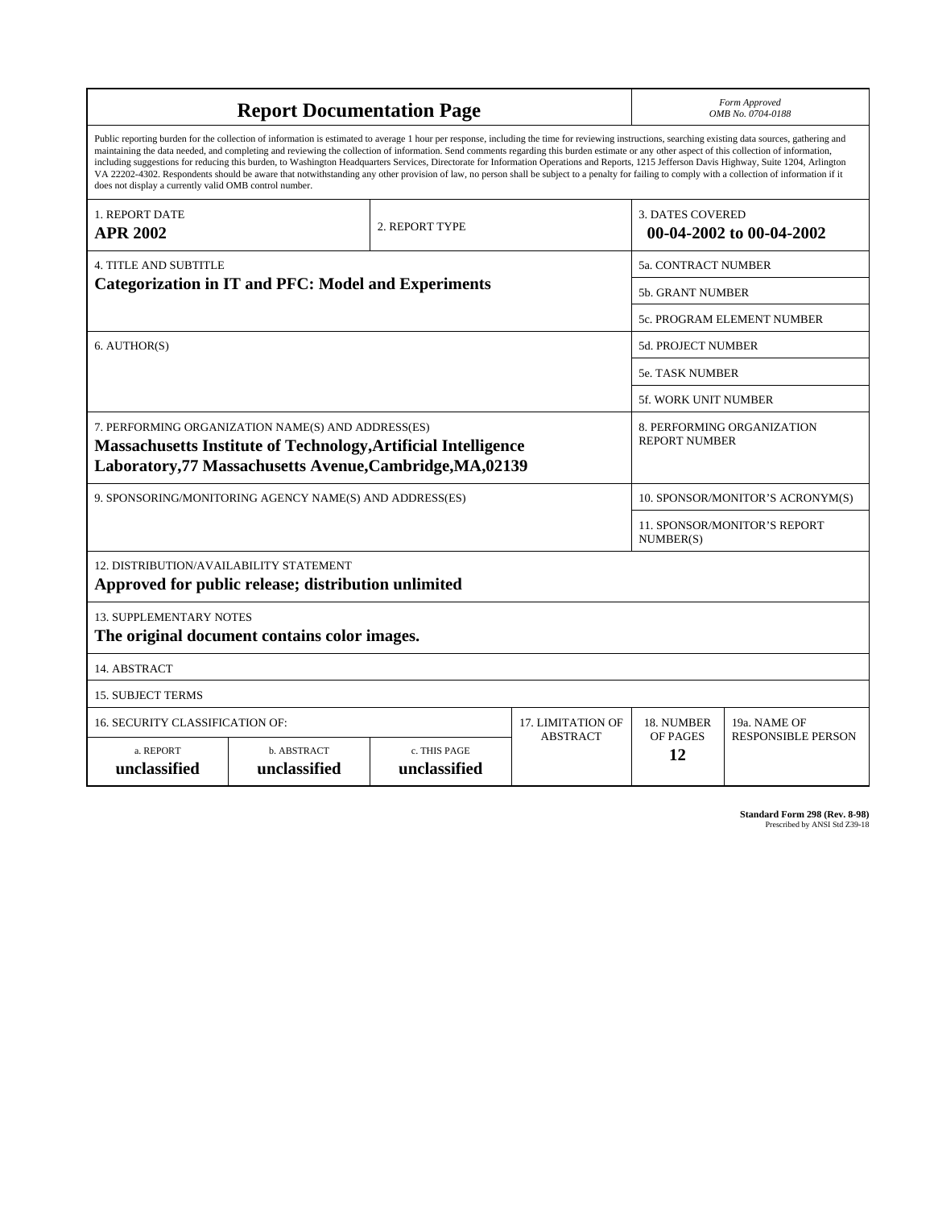# Report Documentation Page

*Form Approved*
*OMB No. 0704-0188*

Public reporting burden for the collection of information is estimated to average 1 hour per response, including the time for reviewing instructions, searching existing data sources, gathering and maintaining the data needed, and completing and reviewing the collection of information. Send comments regarding this burden estimate or any other aspect of this collection of information, including suggestions for reducing this burden, to Washington Headquarters Services, Directorate for Information Operations and Reports, 1215 Jefferson Davis Highway, Suite 1204, Arlington VA 22202-4302. Respondents should be aware that notwithstanding any other provision of law, no person shall be subject to a penalty for failing to comply with a collection of information if it does not display a currently valid OMB control number.

| 1. REPORT DATE | 2. REPORT TYPE | 3. DATES COVERED |
|---|---|---|
| **APR 2002** | | **00-04-2002 to 00-04-2002** |

| 4. TITLE AND SUBTITLE | |
|---|---|
| **Categorization in IT and PFC: Model and Experiments** | 5a. CONTRACT NUMBER |
| | 5b. GRANT NUMBER |
| | 5c. PROGRAM ELEMENT NUMBER |
| 6. AUTHOR(S) | 5d. PROJECT NUMBER |
| | 5e. TASK NUMBER |
| | 5f. WORK UNIT NUMBER |
| 7. PERFORMING ORGANIZATION NAME(S) AND ADDRESS(ES) **Massachusetts Institute of Technology,Artificial Intelligence Laboratory,77 Massachusetts Avenue,Cambridge,MA,02139** | 8. PERFORMING ORGANIZATION REPORT NUMBER |
| 9. SPONSORING/MONITORING AGENCY NAME(S) AND ADDRESS(ES) | 10. SPONSOR/MONITOR'S ACRONYM(S) |
| | 11. SPONSOR/MONITOR'S REPORT NUMBER(S) |

12. DISTRIBUTION/AVAILABILITY STATEMENT
**Approved for public release; distribution unlimited**

13. SUPPLEMENTARY NOTES
**The original document contains color images.**

14. ABSTRACT

15. SUBJECT TERMS

| 16. SECURITY CLASSIFICATION OF: | | | 17. LIMITATION OF ABSTRACT | 18. NUMBER OF PAGES | 19a. NAME OF RESPONSIBLE PERSON |
|---|---|---|---|---|---|
| a. REPORT **unclassified** | b. ABSTRACT **unclassified** | c. THIS PAGE **unclassified** | | **12** | |

**Standard Form 298 (Rev. 8-98)**
Prescribed by ANSI Std Z39-18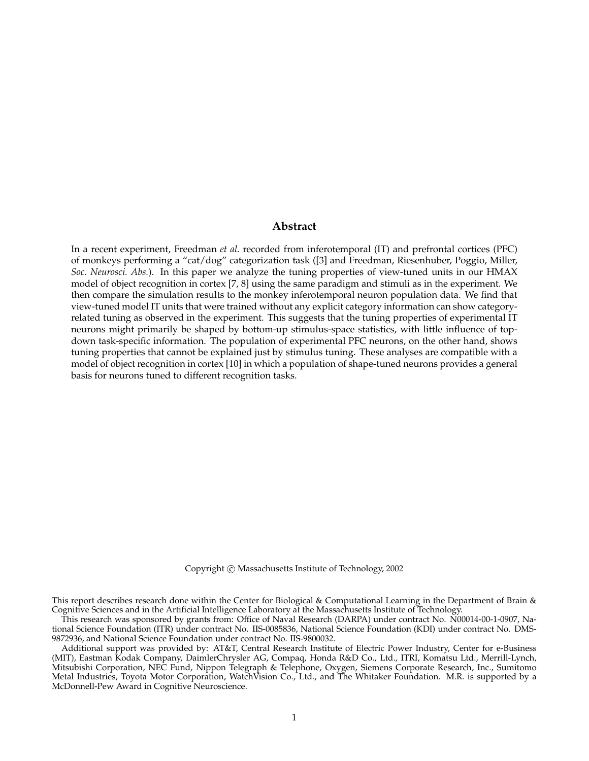## Abstract

In a recent experiment, Freedman *et al.* recorded from inferotemporal (IT) and prefrontal cortices (PFC) of monkeys performing a "cat/dog" categorization task ([3] and Freedman, Riesenhuber, Poggio, Miller, *Soc. Neurosci. Abs.*). In this paper we analyze the tuning properties of view-tuned units in our HMAX model of object recognition in cortex [7, 8] using the same paradigm and stimuli as in the experiment. We then compare the simulation results to the monkey inferotemporal neuron population data. We find that view-tuned model IT units that were trained without any explicit category information can show category-related tuning as observed in the experiment. This suggests that the tuning properties of experimental IT neurons might primarily be shaped by bottom-up stimulus-space statistics, with little influence of top-down task-specific information. The population of experimental PFC neurons, on the other hand, shows tuning properties that cannot be explained just by stimulus tuning. These analyses are compatible with a model of object recognition in cortex [10] in which a population of shape-tuned neurons provides a general basis for neurons tuned to different recognition tasks.

Copyright © Massachusetts Institute of Technology, 2002

This report describes research done within the Center for Biological & Computational Learning in the Department of Brain & Cognitive Sciences and in the Artificial Intelligence Laboratory at the Massachusetts Institute of Technology.

This research was sponsored by grants from: Office of Naval Research (DARPA) under contract No. N00014-00-1-0907, National Science Foundation (ITR) under contract No. IIS-0085836, National Science Foundation (KDI) under contract No. DMS-9872936, and National Science Foundation under contract No. IIS-9800032.

Additional support was provided by: AT&T, Central Research Institute of Electric Power Industry, Center for e-Business (MIT), Eastman Kodak Company, DaimlerChrysler AG, Compaq, Honda R&D Co., Ltd., ITRI, Komatsu Ltd., Merrill-Lynch, Mitsubishi Corporation, NEC Fund, Nippon Telegraph & Telephone, Oxygen, Siemens Corporate Research, Inc., Sumitomo Metal Industries, Toyota Motor Corporation, WatchVision Co., Ltd., and The Whitaker Foundation. M.R. is supported by a McDonnell-Pew Award in Cognitive Neuroscience.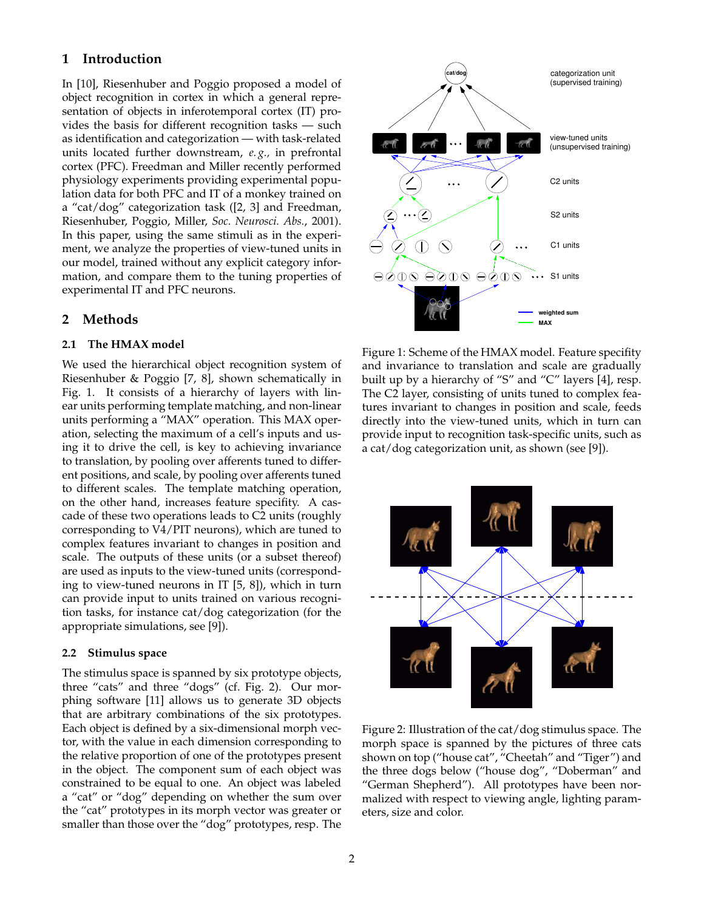## 1 Introduction

In [10], Riesenhuber and Poggio proposed a model of object recognition in cortex in which a general representation of objects in inferotemporal cortex (IT) provides the basis for different recognition tasks — such as identification and categorization — with task-related units located further downstream, *e.g.,* in prefrontal cortex (PFC). Freedman and Miller recently performed physiology experiments providing experimental population data for both PFC and IT of a monkey trained on a "cat/dog" categorization task ([2, 3] and Freedman, Riesenhuber, Poggio, Miller, *Soc. Neurosci. Abs.*, 2001). In this paper, using the same stimuli as in the experiment, we analyze the properties of view-tuned units in our model, trained without any explicit category information, and compare them to the tuning properties of experimental IT and PFC neurons.

## 2 Methods

### 2.1 The HMAX model

We used the hierarchical object recognition system of Riesenhuber & Poggio [7, 8], shown schematically in Fig. 1. It consists of a hierarchy of layers with linear units performing template matching, and non-linear units performing a "MAX" operation. This MAX operation, selecting the maximum of a cell's inputs and using it to drive the cell, is key to achieving invariance to translation, by pooling over afferents tuned to different positions, and scale, by pooling over afferents tuned to different scales. The template matching operation, on the other hand, increases feature specifity. A cascade of these two operations leads to C2 units (roughly corresponding to V4/PIT neurons), which are tuned to complex features invariant to changes in position and scale. The outputs of these units (or a subset thereof) are used as inputs to the view-tuned units (corresponding to view-tuned neurons in IT [5, 8]), which in turn can provide input to units trained on various recognition tasks, for instance cat/dog categorization (for the appropriate simulations, see [9]).

Figure 1: Scheme of the HMAX model. Feature specifity and invariance to translation and scale are gradually built up by a hierarchy of "S" and "C" layers [4], resp. The C2 layer, consisting of units tuned to complex features invariant to changes in position and scale, feeds directly into the view-tuned units, which in turn can provide input to recognition task-specific units, such as a cat/dog categorization unit, as shown (see [9]).

### 2.2 Stimulus space

The stimulus space is spanned by six prototype objects, three "cats" and three "dogs" (cf. Fig. 2). Our morphing software [11] allows us to generate 3D objects that are arbitrary combinations of the six prototypes. Each object is defined by a six-dimensional morph vector, with the value in each dimension corresponding to the relative proportion of one of the prototypes present in the object. The component sum of each object was constrained to be equal to one. An object was labeled a "cat" or "dog" depending on whether the sum over the "cat" prototypes in its morph vector was greater or smaller than those over the "dog" prototypes, resp. The

Figure 2: Illustration of the cat/dog stimulus space. The morph space is spanned by the pictures of three cats shown on top ("house cat", "Cheetah" and "Tiger") and the three dogs below ("house dog", "Doberman" and "German Shepherd"). All prototypes have been normalized with respect to viewing angle, lighting parameters, size and color.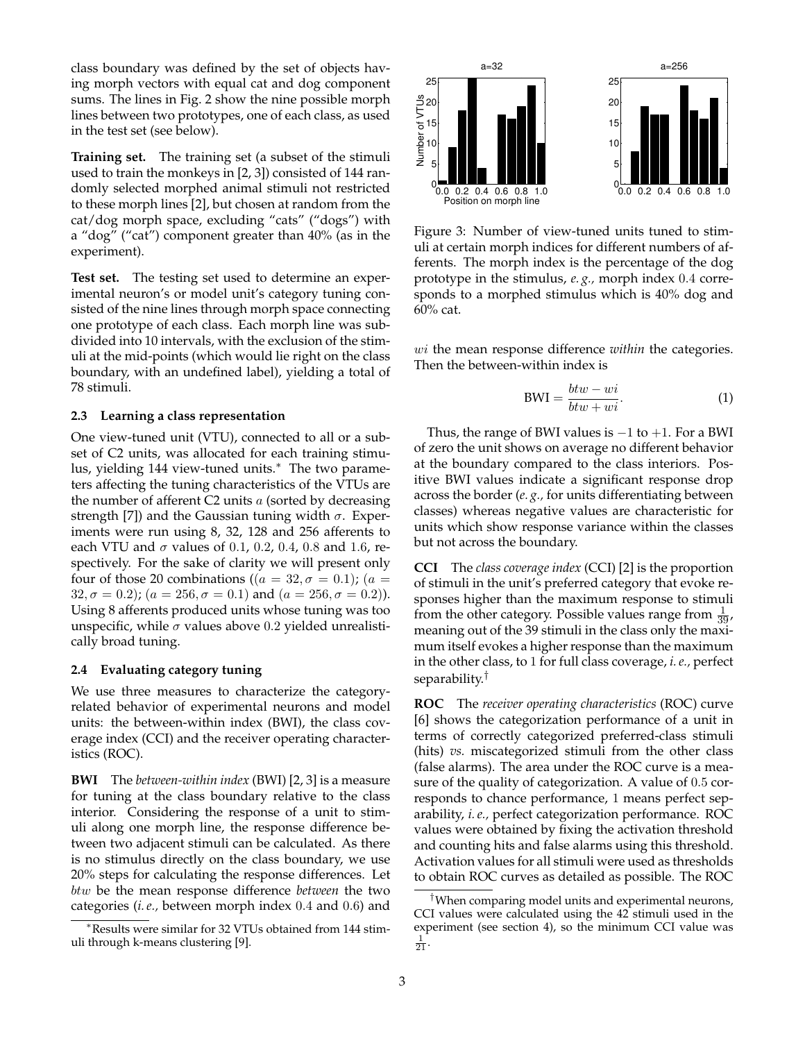class boundary was defined by the set of objects having morph vectors with equal cat and dog component sums. The lines in Fig. 2 show the nine possible morph lines between two prototypes, one of each class, as used in the test set (see below).

**Training set.** The training set (a subset of the stimuli used to train the monkeys in [2, 3]) consisted of 144 randomly selected morphed animal stimuli not restricted to these morph lines [2], but chosen at random from the cat/dog morph space, excluding "cats" ("dogs") with a "dog" ("cat") component greater than 40% (as in the experiment).

**Test set.** The testing set used to determine an experimental neuron's or model unit's category tuning consisted of the nine lines through morph space connecting one prototype of each class. Each morph line was subdivided into 10 intervals, with the exclusion of the stimuli at the mid-points (which would lie right on the class boundary, with an undefined label), yielding a total of 78 stimuli.

### 2.3 Learning a class representation

One view-tuned unit (VTU), connected to all or a subset of C2 units, was allocated for each training stimulus, yielding 144 view-tuned units.* The two parameters affecting the tuning characteristics of the VTUs are the number of afferent C2 units $a$ (sorted by decreasing strength [7]) and the Gaussian tuning width $\sigma$. Experiments were run using 8, 32, 128 and 256 afferents to each VTU and $\sigma$ values of 0.1, 0.2, 0.4, 0.8 and 1.6, respectively. For the sake of clarity we will present only four of those 20 combinations (($a = 32, \sigma = 0.1$); ($a = 32, \sigma = 0.2$); ($a = 256, \sigma = 0.1$) and ($a = 256, \sigma = 0.2$)). Using 8 afferents produced units whose tuning was too unspecific, while $\sigma$ values above 0.2 yielded unrealistically broad tuning.

### 2.4 Evaluating category tuning

We use three measures to characterize the category-related behavior of experimental neurons and model units: the between-within index (BWI), the class coverage index (CCI) and the receiver operating characteristics (ROC).

**BWI** The *between-within index* (BWI) [2, 3] is a measure for tuning at the class boundary relative to the class interior. Considering the response of a unit to stimuli along one morph line, the response difference between two adjacent stimuli can be calculated. As there is no stimulus directly on the class boundary, we use 20% steps for calculating the response differences. Let $btw$ be the mean response difference *between* the two categories (*i. e.,* between morph index 0.4 and 0.6) and $wi$ the mean response difference *within* the categories. Then the between-within index is

$$\text{BWI} = \frac{btw - wi}{btw + wi}. \tag{1}$$

Thus, the range of BWI values is $-1$ to $+1$. For a BWI of zero the unit shows on average no different behavior at the boundary compared to the class interiors. Positive BWI values indicate a significant response drop across the border (*e. g.,* for units differentiating between classes) whereas negative values are characteristic for units which show response variance within the classes but not across the boundary.

**CCI** The *class coverage index* (CCI) [2] is the proportion of stimuli in the unit's preferred category that evoke responses higher than the maximum response to stimuli from the other category. Possible values range from $\frac{1}{39}$, meaning out of the 39 stimuli in the class only the maximum itself evokes a higher response than the maximum in the other class, to 1 for full class coverage, *i. e.,* perfect separability.†

**ROC** The *receiver operating characteristics* (ROC) curve [6] shows the categorization performance of a unit in terms of correctly categorized preferred-class stimuli (hits) *vs.* miscategorized stimuli from the other class (false alarms). The area under the ROC curve is a measure of the quality of categorization. A value of 0.5 corresponds to chance performance, 1 means perfect separability, *i. e.,* perfect categorization performance. ROC values were obtained by fixing the activation threshold and counting hits and false alarms using this threshold. Activation values for all stimuli were used as thresholds to obtain ROC curves as detailed as possible. The ROC

Figure 3: Number of view-tuned units tuned to stimuli at certain morph indices for different numbers of afferents. The morph index is the percentage of the dog prototype in the stimulus, *e. g.,* morph index 0.4 corresponds to a morphed stimulus which is 40% dog and 60% cat.

---

*Results were similar for 32 VTUs obtained from 144 stimuli through k-means clustering [9].

†When comparing model units and experimental neurons, CCI values were calculated using the 42 stimuli used in the experiment (see section 4), so the minimum CCI value was $\frac{1}{21}$.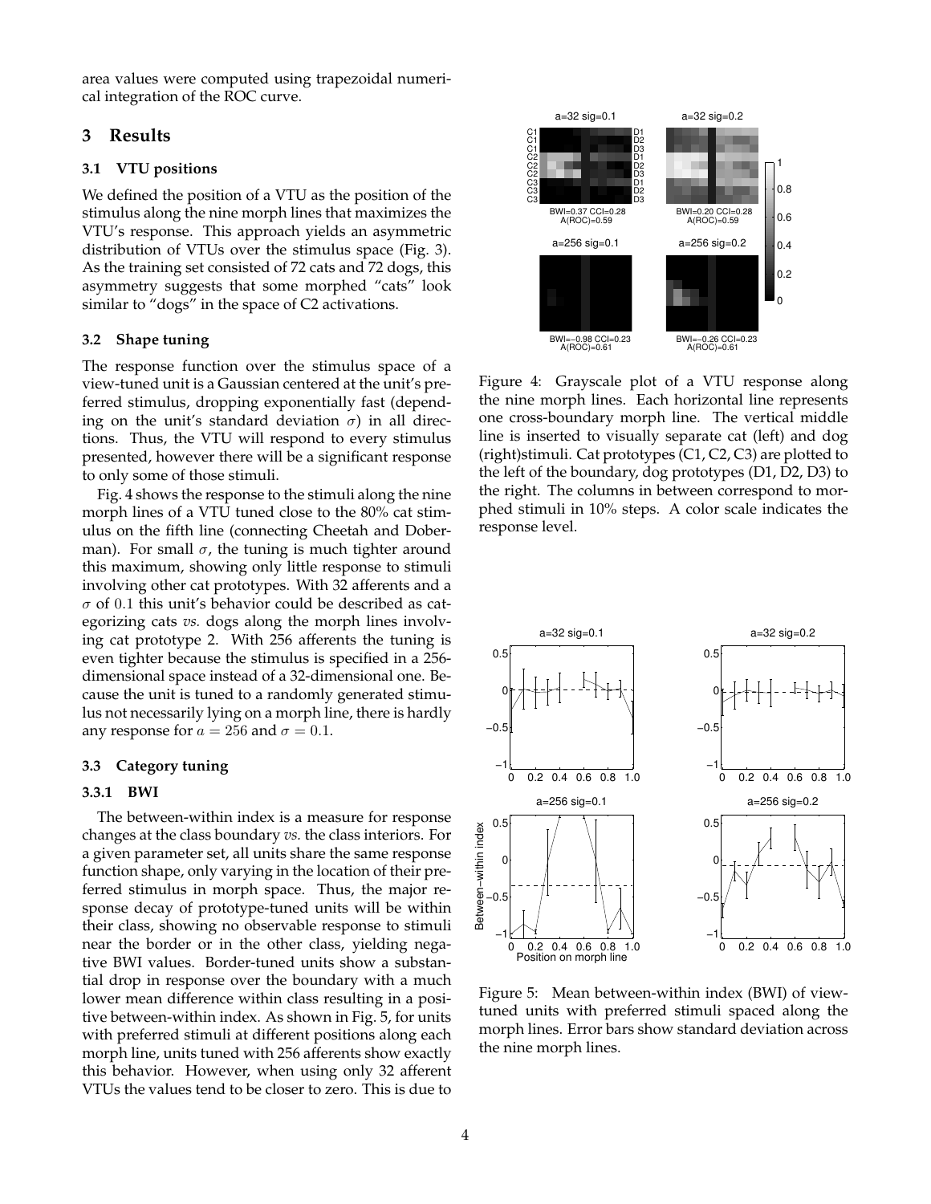area values were computed using trapezoidal numerical integration of the ROC curve.

## 3 Results

### 3.1 VTU positions

We defined the position of a VTU as the position of the stimulus along the nine morph lines that maximizes the VTU's response. This approach yields an asymmetric distribution of VTUs over the stimulus space (Fig. 3). As the training set consisted of 72 cats and 72 dogs, this asymmetry suggests that some morphed "cats" look similar to "dogs" in the space of C2 activations.

### 3.2 Shape tuning

The response function over the stimulus space of a view-tuned unit is a Gaussian centered at the unit's preferred stimulus, dropping exponentially fast (depending on the unit's standard deviation $\sigma$) in all directions. Thus, the VTU will respond to every stimulus presented, however there will be a significant response to only some of those stimuli.

Fig. 4 shows the response to the stimuli along the nine morph lines of a VTU tuned close to the 80% cat stimulus on the fifth line (connecting Cheetah and Doberman). For small $\sigma$, the tuning is much tighter around this maximum, showing only little response to stimuli involving other cat prototypes. With 32 afferents and a $\sigma$ of 0.1 this unit's behavior could be described as categorizing cats *vs.* dogs along the morph lines involving cat prototype 2. With 256 afferents the tuning is even tighter because the stimulus is specified in a 256-dimensional space instead of a 32-dimensional one. Because the unit is tuned to a randomly generated stimulus not necessarily lying on a morph line, there is hardly any response for $a = 256$ and $\sigma = 0.1$.

Figure 4: Grayscale plot of a VTU response along the nine morph lines. Each horizontal line represents one cross-boundary morph line. The vertical middle line is inserted to visually separate cat (left) and dog (right)stimuli. Cat prototypes (C1, C2, C3) are plotted to the left of the boundary, dog prototypes (D1, D2, D3) to the right. The columns in between correspond to morphed stimuli in 10% steps. A color scale indicates the response level.

### 3.3 Category tuning

#### 3.3.1 BWI

The between-within index is a measure for response changes at the class boundary *vs.* the class interiors. For a given parameter set, all units share the same response function shape, only varying in the location of their preferred stimulus in morph space. Thus, the major response decay of prototype-tuned units will be within their class, showing no observable response to stimuli near the border or in the other class, yielding negative BWI values. Border-tuned units show a substantial drop in response over the boundary with a much lower mean difference within class resulting in a positive between-within index. As shown in Fig. 5, for units with preferred stimuli at different positions along each morph line, units tuned with 256 afferents show exactly this behavior. However, when using only 32 afferent VTUs the values tend to be closer to zero. This is due to

Figure 5: Mean between-within index (BWI) of view-tuned units with preferred stimuli spaced along the morph lines. Error bars show standard deviation across the nine morph lines.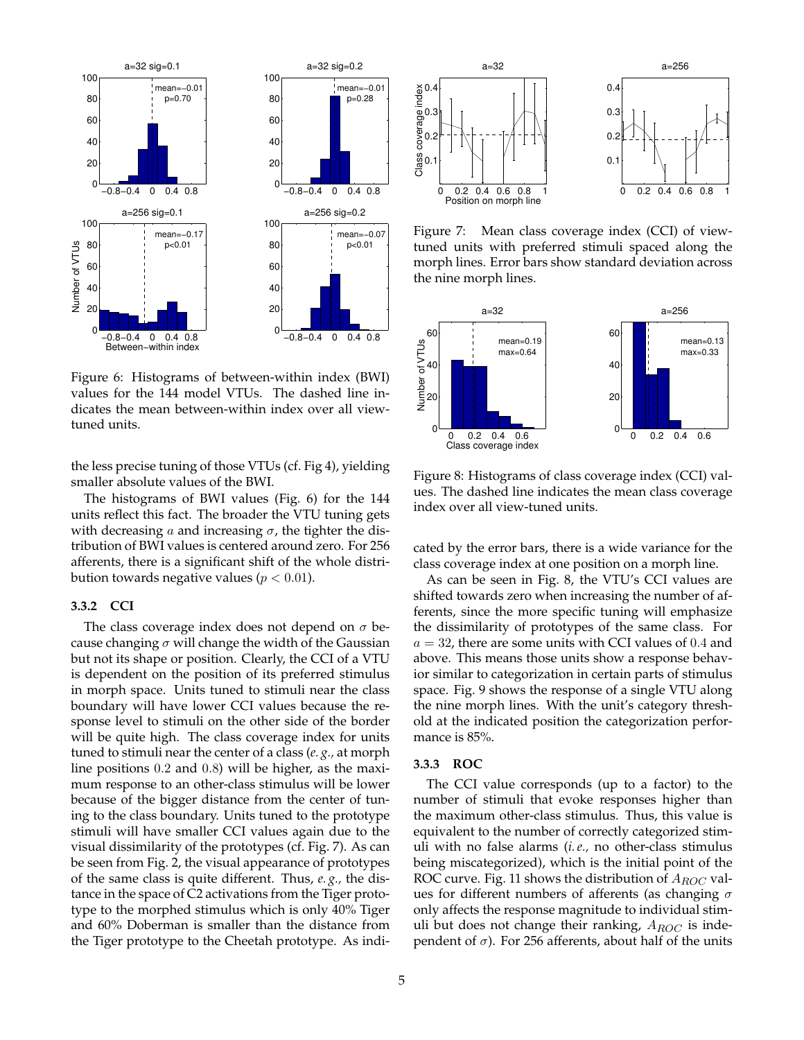Figure 6: Histograms of between-within index (BWI) values for the 144 model VTUs. The dashed line indicates the mean between-within index over all view-tuned units.

the less precise tuning of those VTUs (cf. Fig 4), yielding smaller absolute values of the BWI.

The histograms of BWI values (Fig. 6) for the 144 units reflect this fact. The broader the VTU tuning gets with decreasing $a$ and increasing $\sigma$, the tighter the distribution of BWI values is centered around zero. For 256 afferents, there is a significant shift of the whole distribution towards negative values ($p < 0.01$).

### 3.3.2 CCI

The class coverage index does not depend on $\sigma$ because changing $\sigma$ will change the width of the Gaussian but not its shape or position. Clearly, the CCI of a VTU is dependent on the position of its preferred stimulus in morph space. Units tuned to stimuli near the class boundary will have lower CCI values because the response level to stimuli on the other side of the border will be quite high. The class coverage index for units tuned to stimuli near the center of a class (*e.g.,* at morph line positions 0.2 and 0.8) will be higher, as the maximum response to an other-class stimulus will be lower because of the bigger distance from the center of tuning to the class boundary. Units tuned to the prototype stimuli will have smaller CCI values again due to the visual dissimilarity of the prototypes (cf. Fig. 7). As can be seen from Fig. 2, the visual appearance of prototypes of the same class is quite different. Thus, *e.g.,* the distance in the space of C2 activations from the Tiger prototype to the morphed stimulus which is only 40% Tiger and 60% Doberman is smaller than the distance from the Tiger prototype to the Cheetah prototype. As indicated by the error bars, there is a wide variance for the class coverage index at one position on a morph line.

Figure 7: Mean class coverage index (CCI) of view-tuned units with preferred stimuli spaced along the morph lines. Error bars show standard deviation across the nine morph lines.

Figure 8: Histograms of class coverage index (CCI) values. The dashed line indicates the mean class coverage index over all view-tuned units.

As can be seen in Fig. 8, the VTU's CCI values are shifted towards zero when increasing the number of afferents, since the more specific tuning will emphasize the dissimilarity of prototypes of the same class. For $a = 32$, there are some units with CCI values of 0.4 and above. This means those units show a response behavior similar to categorization in certain parts of stimulus space. Fig. 9 shows the response of a single VTU along the nine morph lines. With the unit's category threshold at the indicated position the categorization performance is 85%.

### 3.3.3 ROC

The CCI value corresponds (up to a factor) to the number of stimuli that evoke responses higher than the maximum other-class stimulus. Thus, this value is equivalent to the number of correctly categorized stimuli with no false alarms (*i.e.,* no other-class stimulus being miscategorized), which is the initial point of the ROC curve. Fig. 11 shows the distribution of $A_{ROC}$ values for different numbers of afferents (as changing $\sigma$ only affects the response magnitude to individual stimuli but does not change their ranking, $A_{ROC}$ is independent of $\sigma$). For 256 afferents, about half of the units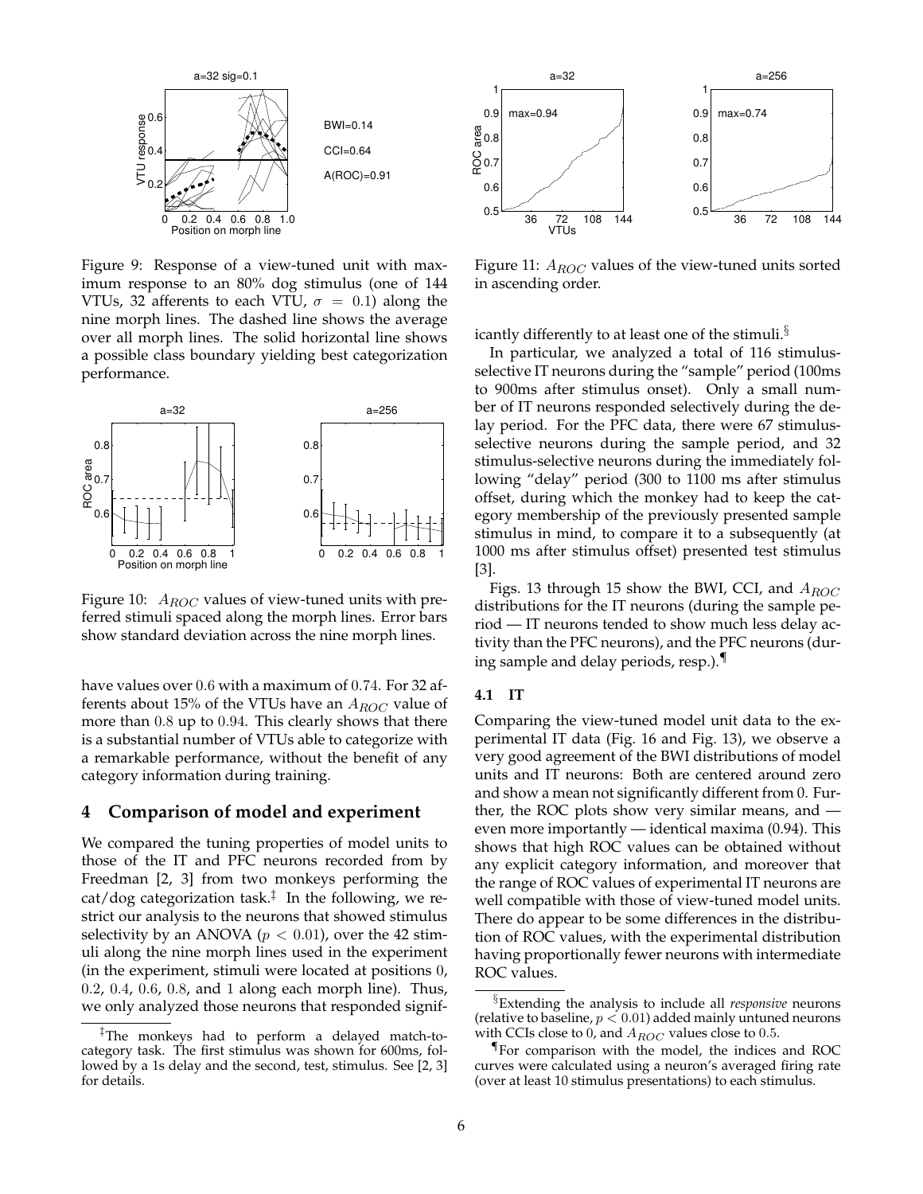Figure 9: Response of a view-tuned unit with maximum response to an 80% dog stimulus (one of 144 VTUs, 32 afferents to each VTU, $\sigma = 0.1$) along the nine morph lines. The dashed line shows the average over all morph lines. The solid horizontal line shows a possible class boundary yielding best categorization performance.

Figure 10: $A_{ROC}$ values of view-tuned units with preferred stimuli spaced along the morph lines. Error bars show standard deviation across the nine morph lines.

have values over $0.6$ with a maximum of $0.74$. For 32 afferents about 15% of the VTUs have an $A_{ROC}$ value of more than $0.8$ up to $0.94$. This clearly shows that there is a substantial number of VTUs able to categorize with a remarkable performance, without the benefit of any category information during training.

## 4 Comparison of model and experiment

We compared the tuning properties of model units to those of the IT and PFC neurons recorded from by Freedman [2, 3] from two monkeys performing the cat/dog categorization task.[‡] In the following, we restrict our analysis to the neurons that showed stimulus selectivity by an ANOVA ($p < 0.01$), over the 42 stimuli along the nine morph lines used in the experiment (in the experiment, stimuli were located at positions $0$, $0.2$, $0.4$, $0.6$, $0.8$, and $1$ along each morph line). Thus, we only analyzed those neurons that responded significantly differently to at least one of the stimuli.[§]

In particular, we analyzed a total of 116 stimulus-selective IT neurons during the "sample" period (100ms to 900ms after stimulus onset). Only a small number of IT neurons responded selectively during the delay period. For the PFC data, there were 67 stimulus-selective neurons during the sample period, and 32 stimulus-selective neurons during the immediately following "delay" period (300 to 1100 ms after stimulus offset, during which the monkey had to keep the category membership of the previously presented sample stimulus in mind, to compare it to a subsequently (at 1000 ms after stimulus offset) presented test stimulus [3].

Figs. 13 through 15 show the BWI, CCI, and $A_{ROC}$ distributions for the IT neurons (during the sample period — IT neurons tended to show much less delay activity than the PFC neurons), and the PFC neurons (during sample and delay periods, resp.).[¶]

Figure 11: $A_{ROC}$ values of the view-tuned units sorted in ascending order.

### 4.1 IT

Comparing the view-tuned model unit data to the experimental IT data (Fig. 16 and Fig. 13), we observe a very good agreement of the BWI distributions of model units and IT neurons: Both are centered around zero and show a mean not significantly different from $0$. Further, the ROC plots show very similar means, and — even more importantly — identical maxima (0.94). This shows that high ROC values can be obtained without any explicit category information, and moreover that the range of ROC values of experimental IT neurons are well compatible with those of view-tuned model units. There do appear to be some differences in the distribution of ROC values, with the experimental distribution having proportionally fewer neurons with intermediate ROC values.

[‡] The monkeys had to perform a delayed match-to-category task. The first stimulus was shown for 600ms, followed by a 1s delay and the second, test, stimulus. See [2, 3] for details.

[§] Extending the analysis to include all *responsive* neurons (relative to baseline, $p < 0.01$) added mainly untuned neurons with CCIs close to $0$, and $A_{ROC}$ values close to $0.5$.

[¶] For comparison with the model, the indices and ROC curves were calculated using a neuron's averaged firing rate (over at least 10 stimulus presentations) to each stimulus.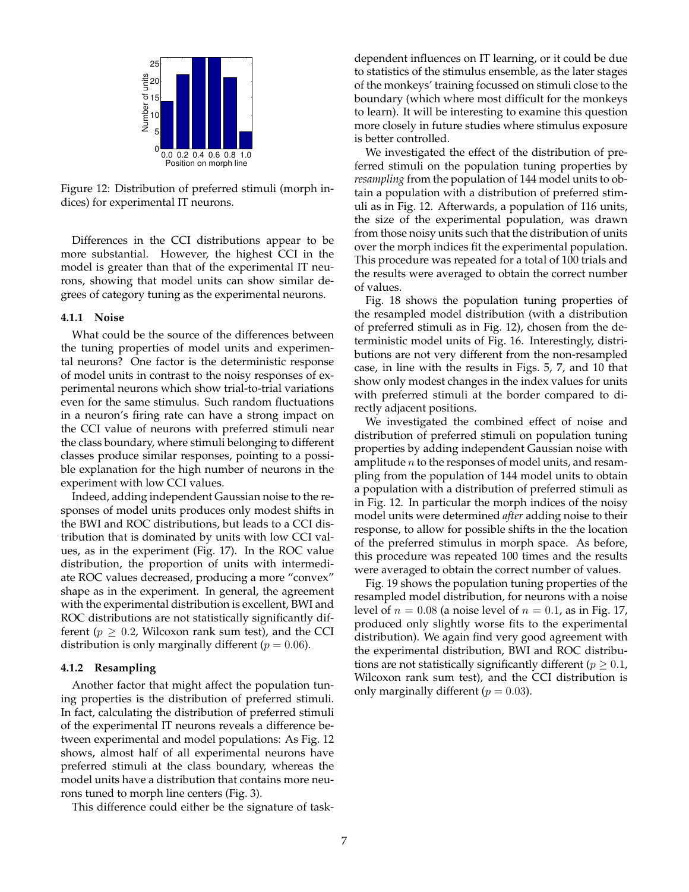Figure 12: Distribution of preferred stimuli (morph indices) for experimental IT neurons.

Differences in the CCI distributions appear to be more substantial. However, the highest CCI in the model is greater than that of the experimental IT neurons, showing that model units can show similar degrees of category tuning as the experimental neurons.

#### 4.1.1 Noise

What could be the source of the differences between the tuning properties of model units and experimental neurons? One factor is the deterministic response of model units in contrast to the noisy responses of experimental neurons which show trial-to-trial variations even for the same stimulus. Such random fluctuations in a neuron's firing rate can have a strong impact on the CCI value of neurons with preferred stimuli near the class boundary, where stimuli belonging to different classes produce similar responses, pointing to a possible explanation for the high number of neurons in the experiment with low CCI values.

Indeed, adding independent Gaussian noise to the responses of model units produces only modest shifts in the BWI and ROC distributions, but leads to a CCI distribution that is dominated by units with low CCI values, as in the experiment (Fig. 17). In the ROC value distribution, the proportion of units with intermediate ROC values decreased, producing a more "convex" shape as in the experiment. In general, the agreement with the experimental distribution is excellent, BWI and ROC distributions are not statistically significantly different ($p \geq 0.2$, Wilcoxon rank sum test), and the CCI distribution is only marginally different ($p = 0.06$).

#### 4.1.2 Resampling

Another factor that might affect the population tuning properties is the distribution of preferred stimuli. In fact, calculating the distribution of preferred stimuli of the experimental IT neurons reveals a difference between experimental and model populations: As Fig. 12 shows, almost half of all experimental neurons have preferred stimuli at the class boundary, whereas the model units have a distribution that contains more neurons tuned to morph line centers (Fig. 3).

This difference could either be the signature of task-dependent influences on IT learning, or it could be due to statistics of the stimulus ensemble, as the later stages of the monkeys' training focussed on stimuli close to the boundary (which where most difficult for the monkeys to learn). It will be interesting to examine this question more closely in future studies where stimulus exposure is better controlled.

We investigated the effect of the distribution of preferred stimuli on the population tuning properties by *resampling* from the population of 144 model units to obtain a population with a distribution of preferred stimuli as in Fig. 12. Afterwards, a population of 116 units, the size of the experimental population, was drawn from those noisy units such that the distribution of units over the morph indices fit the experimental population. This procedure was repeated for a total of 100 trials and the results were averaged to obtain the correct number of values.

Fig. 18 shows the population tuning properties of the resampled model distribution (with a distribution of preferred stimuli as in Fig. 12), chosen from the deterministic model units of Fig. 16. Interestingly, distributions are not very different from the non-resampled case, in line with the results in Figs. 5, 7, and 10 that show only modest changes in the index values for units with preferred stimuli at the border compared to directly adjacent positions.

We investigated the combined effect of noise and distribution of preferred stimuli on population tuning properties by adding independent Gaussian noise with amplitude $n$ to the responses of model units, and resampling from the population of 144 model units to obtain a population with a distribution of preferred stimuli as in Fig. 12. In particular the morph indices of the noisy model units were determined *after* adding noise to their response, to allow for possible shifts in the the location of the preferred stimulus in morph space. As before, this procedure was repeated 100 times and the results were averaged to obtain the correct number of values.

Fig. 19 shows the population tuning properties of the resampled model distribution, for neurons with a noise level of $n = 0.08$ (a noise level of $n = 0.1$, as in Fig. 17, produced only slightly worse fits to the experimental distribution). We again find very good agreement with the experimental distribution, BWI and ROC distributions are not statistically significantly different ($p \geq 0.1$, Wilcoxon rank sum test), and the CCI distribution is only marginally different ($p = 0.03$).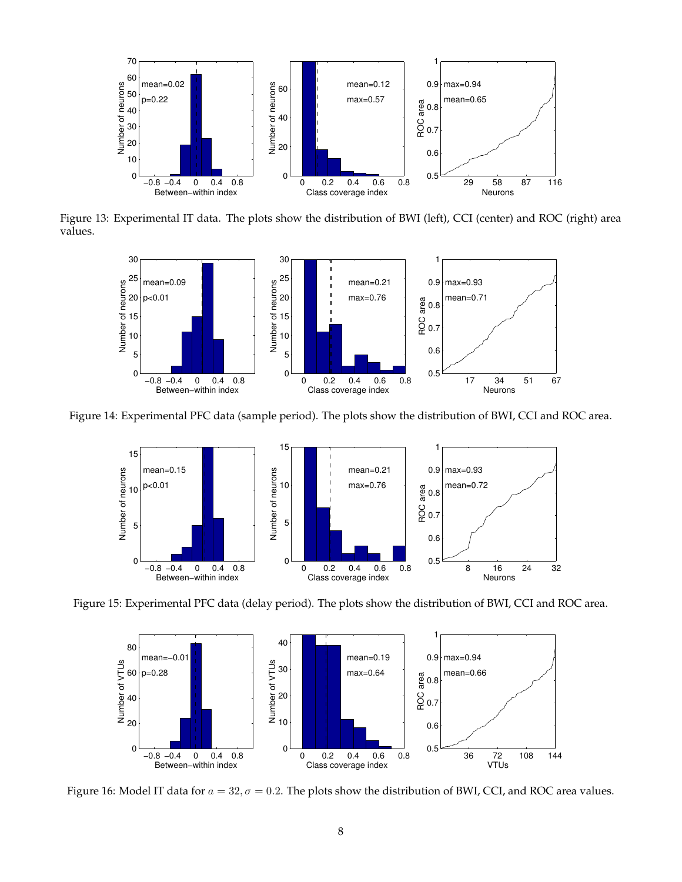Figure 13: Experimental IT data. The plots show the distribution of BWI (left), CCI (center) and ROC (right) area values.

Figure 14: Experimental PFC data (sample period). The plots show the distribution of BWI, CCI and ROC area.

Figure 15: Experimental PFC data (delay period). The plots show the distribution of BWI, CCI and ROC area.

Figure 16: Model IT data for $a = 32, \sigma = 0.2$. The plots show the distribution of BWI, CCI, and ROC area values.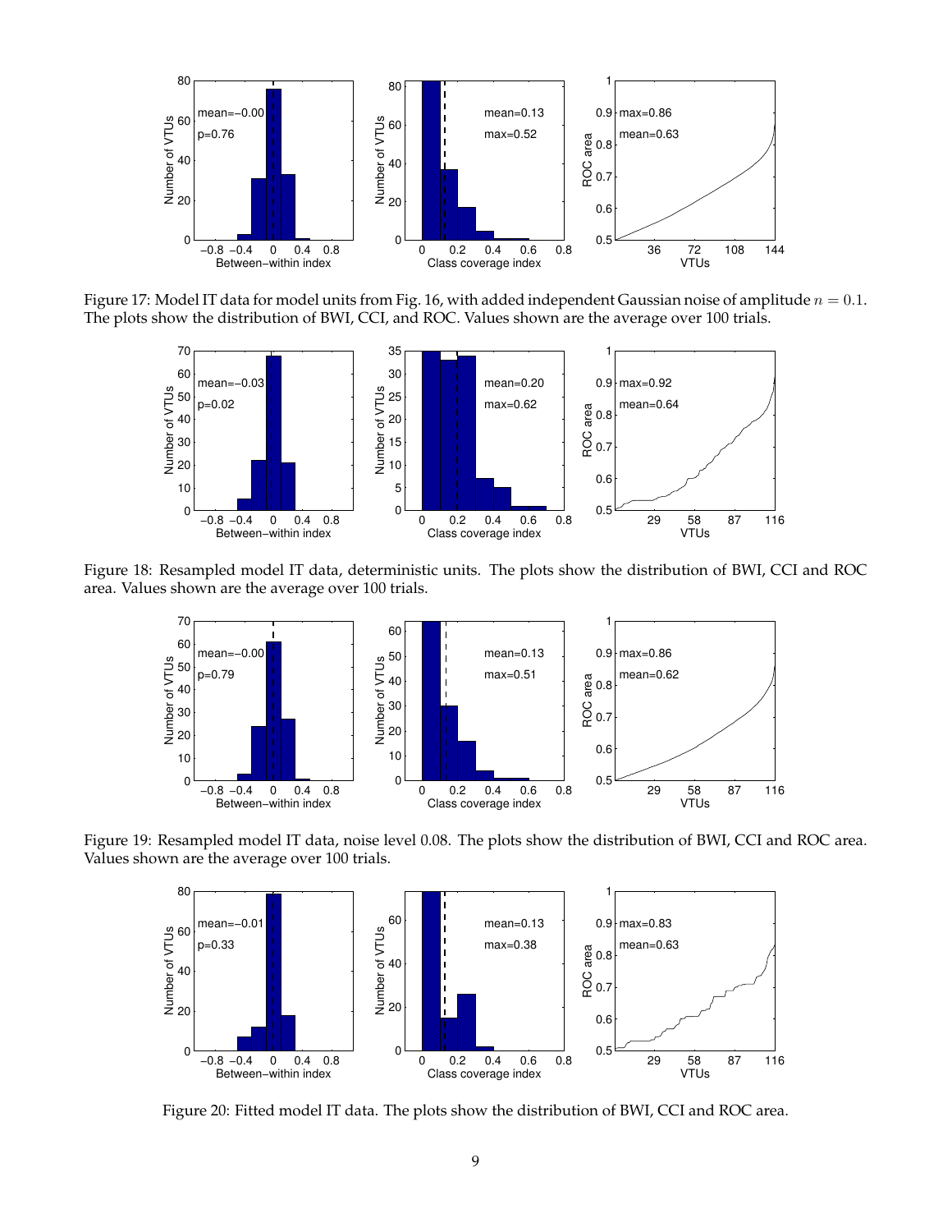Figure 17: Model IT data for model units from Fig. 16, with added independent Gaussian noise of amplitude $n = 0.1$. The plots show the distribution of BWI, CCI, and ROC. Values shown are the average over 100 trials.

Figure 18: Resampled model IT data, deterministic units. The plots show the distribution of BWI, CCI and ROC area. Values shown are the average over 100 trials.

Figure 19: Resampled model IT data, noise level 0.08. The plots show the distribution of BWI, CCI and ROC area. Values shown are the average over 100 trials.

Figure 20: Fitted model IT data. The plots show the distribution of BWI, CCI and ROC area.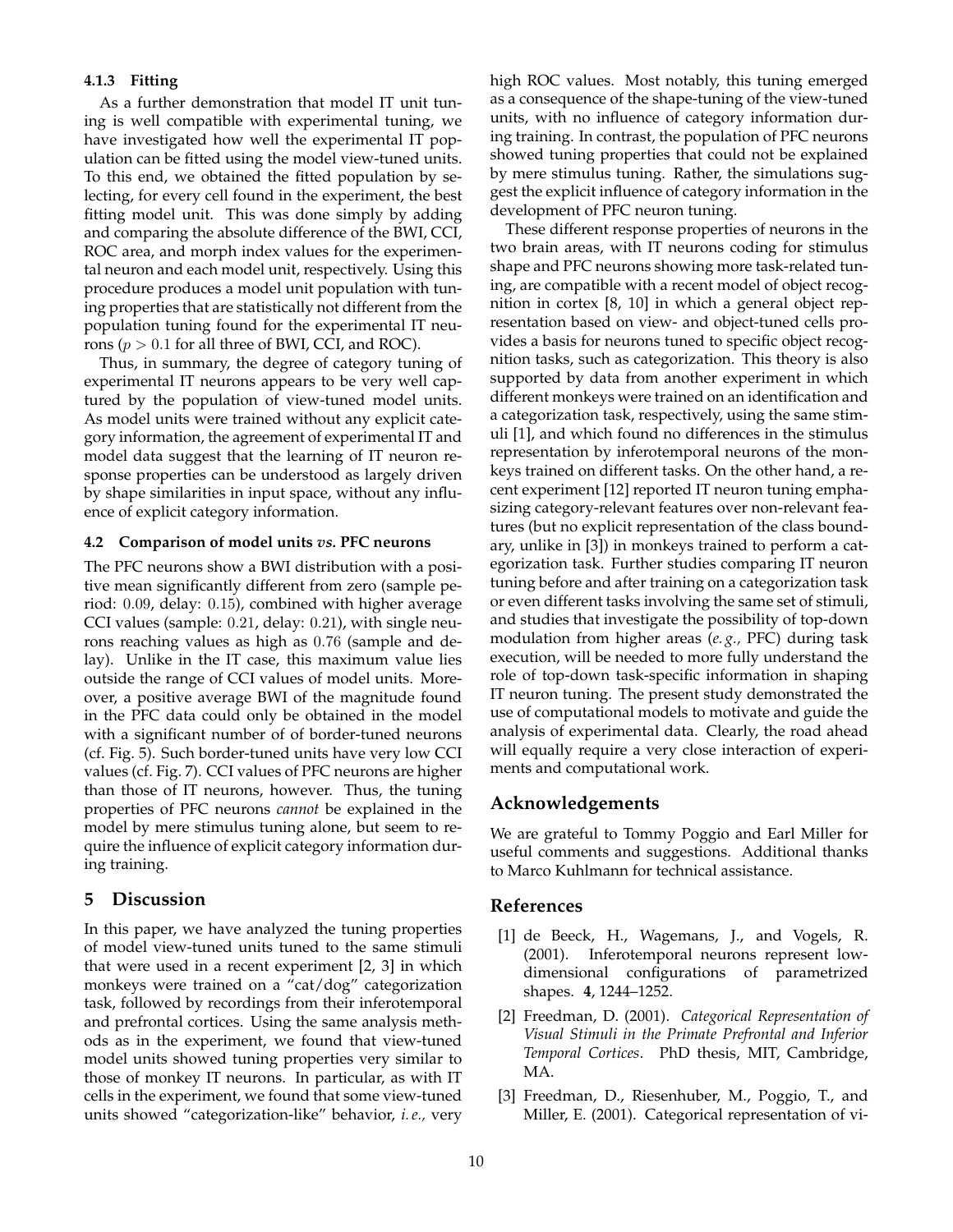### 4.1.3 Fitting

As a further demonstration that model IT unit tuning is well compatible with experimental tuning, we have investigated how well the experimental IT population can be fitted using the model view-tuned units. To this end, we obtained the fitted population by selecting, for every cell found in the experiment, the best fitting model unit. This was done simply by adding and comparing the absolute difference of the BWI, CCI, ROC area, and morph index values for the experimental neuron and each model unit, respectively. Using this procedure produces a model unit population with tuning properties that are statistically not different from the population tuning found for the experimental IT neurons ($p > 0.1$ for all three of BWI, CCI, and ROC).

Thus, in summary, the degree of category tuning of experimental IT neurons appears to be very well captured by the population of view-tuned model units. As model units were trained without any explicit category information, the agreement of experimental IT and model data suggest that the learning of IT neuron response properties can be understood as largely driven by shape similarities in input space, without any influence of explicit category information.

## 4.2 Comparison of model units *vs.* PFC neurons

The PFC neurons show a BWI distribution with a positive mean significantly different from zero (sample period: $0.09$, delay: $0.15$), combined with higher average CCI values (sample: $0.21$, delay: $0.21$), with single neurons reaching values as high as $0.76$ (sample and delay). Unlike in the IT case, this maximum value lies outside the range of CCI values of model units. Moreover, a positive average BWI of the magnitude found in the PFC data could only be obtained in the model with a significant number of of border-tuned neurons (cf. Fig. 5). Such border-tuned units have very low CCI values (cf. Fig. 7). CCI values of PFC neurons are higher than those of IT neurons, however. Thus, the tuning properties of PFC neurons *cannot* be explained in the model by mere stimulus tuning alone, but seem to require the influence of explicit category information during training.

# 5 Discussion

In this paper, we have analyzed the tuning properties of model view-tuned units tuned to the same stimuli that were used in a recent experiment [2, 3] in which monkeys were trained on a "cat/dog" categorization task, followed by recordings from their inferotemporal and prefrontal cortices. Using the same analysis methods as in the experiment, we found that view-tuned model units showed tuning properties very similar to those of monkey IT neurons. In particular, as with IT cells in the experiment, we found that some view-tuned units showed "categorization-like" behavior, *i.e.,* very high ROC values. Most notably, this tuning emerged as a consequence of the shape-tuning of the view-tuned units, with no influence of category information during training. In contrast, the population of PFC neurons showed tuning properties that could not be explained by mere stimulus tuning. Rather, the simulations suggest the explicit influence of category information in the development of PFC neuron tuning.

These different response properties of neurons in the two brain areas, with IT neurons coding for stimulus shape and PFC neurons showing more task-related tuning, are compatible with a recent model of object recognition in cortex [8, 10] in which a general object representation based on view- and object-tuned cells provides a basis for neurons tuned to specific object recognition tasks, such as categorization. This theory is also supported by data from another experiment in which different monkeys were trained on an identification and a categorization task, respectively, using the same stimuli [1], and which found no differences in the stimulus representation by inferotemporal neurons of the monkeys trained on different tasks. On the other hand, a recent experiment [12] reported IT neuron tuning emphasizing category-relevant features over non-relevant features (but no explicit representation of the class boundary, unlike in [3]) in monkeys trained to perform a categorization task. Further studies comparing IT neuron tuning before and after training on a categorization task or even different tasks involving the same set of stimuli, and studies that investigate the possibility of top-down modulation from higher areas (*e.g.,* PFC) during task execution, will be needed to more fully understand the role of top-down task-specific information in shaping IT neuron tuning. The present study demonstrated the use of computational models to motivate and guide the analysis of experimental data. Clearly, the road ahead will equally require a very close interaction of experiments and computational work.

# Acknowledgements

We are grateful to Tommy Poggio and Earl Miller for useful comments and suggestions. Additional thanks to Marco Kuhlmann for technical assistance.

# References

[1] de Beeck, H., Wagemans, J., and Vogels, R. (2001). Inferotemporal neurons represent low-dimensional configurations of parametrized shapes. **4**, 1244–1252.

[2] Freedman, D. (2001). *Categorical Representation of Visual Stimuli in the Primate Prefrontal and Inferior Temporal Cortices*. PhD thesis, MIT, Cambridge, MA.

[3] Freedman, D., Riesenhuber, M., Poggio, T., and Miller, E. (2001). Categorical representation of vi-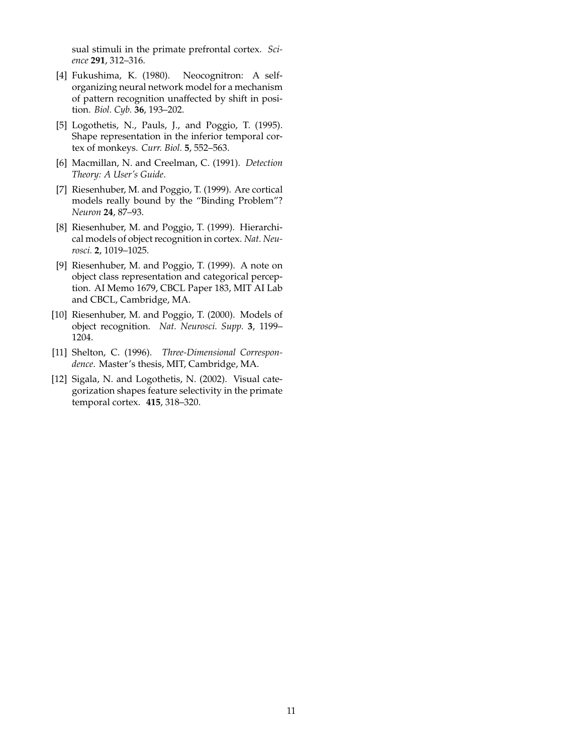sual stimuli in the primate prefrontal cortex. *Science* **291**, 312–316.

[4] Fukushima, K. (1980). Neocognitron: A self-organizing neural network model for a mechanism of pattern recognition unaffected by shift in position. *Biol. Cyb.* **36**, 193–202.

[5] Logothetis, N., Pauls, J., and Poggio, T. (1995). Shape representation in the inferior temporal cortex of monkeys. *Curr. Biol.* **5**, 552–563.

[6] Macmillan, N. and Creelman, C. (1991). *Detection Theory: A User's Guide*.

[7] Riesenhuber, M. and Poggio, T. (1999). Are cortical models really bound by the "Binding Problem"? *Neuron* **24**, 87–93.

[8] Riesenhuber, M. and Poggio, T. (1999). Hierarchical models of object recognition in cortex. *Nat. Neurosci.* **2**, 1019–1025.

[9] Riesenhuber, M. and Poggio, T. (1999). A note on object class representation and categorical perception. AI Memo 1679, CBCL Paper 183, MIT AI Lab and CBCL, Cambridge, MA.

[10] Riesenhuber, M. and Poggio, T. (2000). Models of object recognition. *Nat. Neurosci. Supp.* **3**, 1199–1204.

[11] Shelton, C. (1996). *Three-Dimensional Correspondence*. Master's thesis, MIT, Cambridge, MA.

[12] Sigala, N. and Logothetis, N. (2002). Visual categorization shapes feature selectivity in the primate temporal cortex. **415**, 318–320.